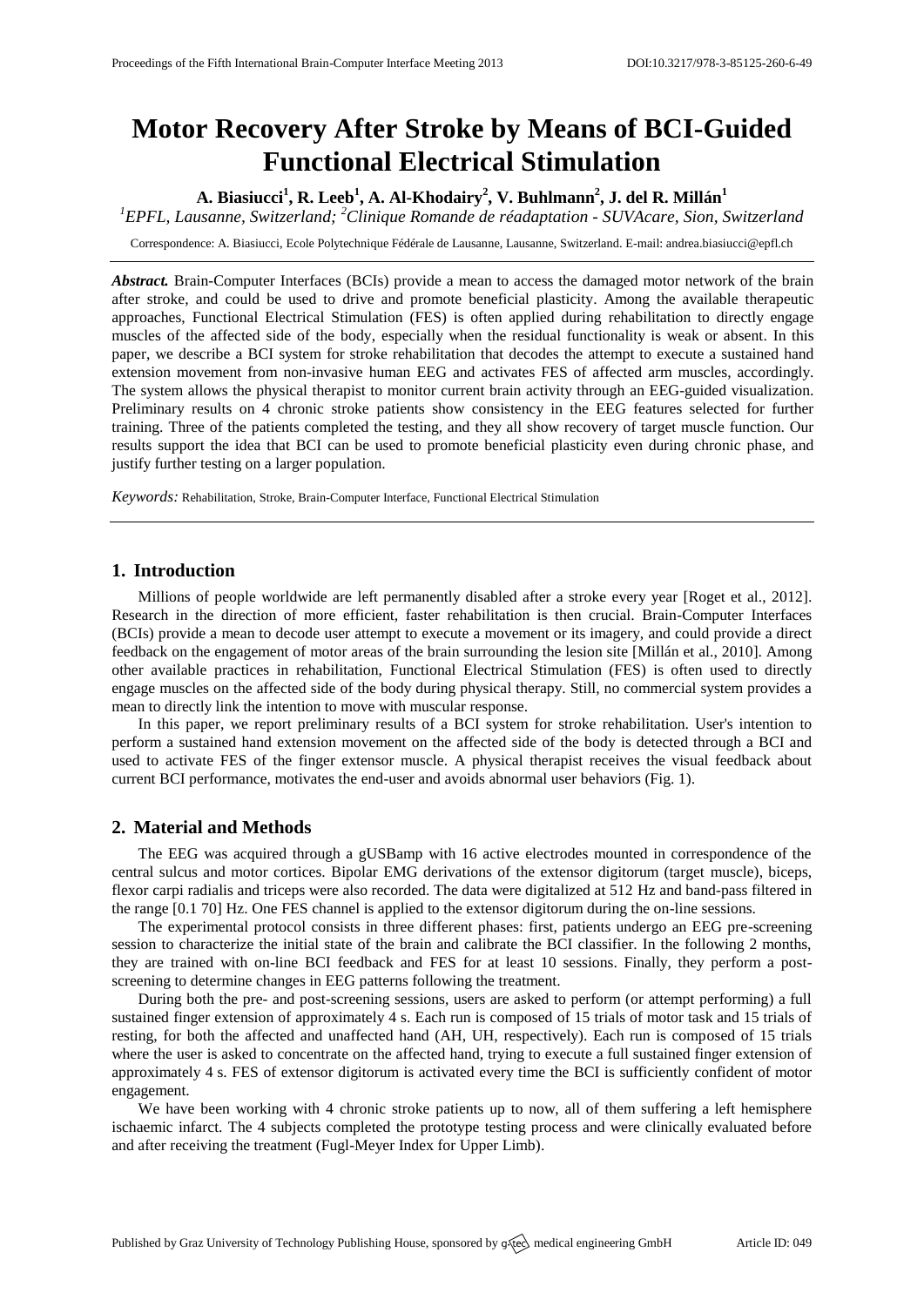# Motor Recovery After Stroke by Means of BCI-Guided Functional Electrical Stimulation

**A. Biasiucci[1], R. Leeb[1], A. Al-Khodairy[2], V. Buhlmann[2], J. del R. Millán[1]**

[1]*EPFL, Lausanne, Switzerland;* [2]*Clinique Romande de réadaptation - SUVAcare, Sion, Switzerland*

Correspondence: A. Biasiucci, Ecole Polytechnique Fédérale de Lausanne, Lausanne, Switzerland. E-mail: andrea.biasiucci@epfl.ch

***Abstract.*** Brain-Computer Interfaces (BCIs) provide a mean to access the damaged motor network of the brain after stroke, and could be used to drive and promote beneficial plasticity. Among the available therapeutic approaches, Functional Electrical Stimulation (FES) is often applied during rehabilitation to directly engage muscles of the affected side of the body, especially when the residual functionality is weak or absent. In this paper, we describe a BCI system for stroke rehabilitation that decodes the attempt to execute a sustained hand extension movement from non-invasive human EEG and activates FES of affected arm muscles, accordingly. The system allows the physical therapist to monitor current brain activity through an EEG-guided visualization. Preliminary results on 4 chronic stroke patients show consistency in the EEG features selected for further training. Three of the patients completed the testing, and they all show recovery of target muscle function. Our results support the idea that BCI can be used to promote beneficial plasticity even during chronic phase, and justify further testing on a larger population.

*Keywords:* Rehabilitation, Stroke, Brain-Computer Interface, Functional Electrical Stimulation

## 1. Introduction

Millions of people worldwide are left permanently disabled after a stroke every year [Roget et al., 2012]. Research in the direction of more efficient, faster rehabilitation is then crucial. Brain-Computer Interfaces (BCIs) provide a mean to decode user attempt to execute a movement or its imagery, and could provide a direct feedback on the engagement of motor areas of the brain surrounding the lesion site [Millán et al., 2010]. Among other available practices in rehabilitation, Functional Electrical Stimulation (FES) is often used to directly engage muscles on the affected side of the body during physical therapy. Still, no commercial system provides a mean to directly link the intention to move with muscular response.

In this paper, we report preliminary results of a BCI system for stroke rehabilitation. User's intention to perform a sustained hand extension movement on the affected side of the body is detected through a BCI and used to activate FES of the finger extensor muscle. A physical therapist receives the visual feedback about current BCI performance, motivates the end-user and avoids abnormal user behaviors (Fig. 1).

## 2. Material and Methods

The EEG was acquired through a gUSBamp with 16 active electrodes mounted in correspondence of the central sulcus and motor cortices. Bipolar EMG derivations of the extensor digitorum (target muscle), biceps, flexor carpi radialis and triceps were also recorded. The data were digitalized at 512 Hz and band-pass filtered in the range [0.1 70] Hz. One FES channel is applied to the extensor digitorum during the on-line sessions.

The experimental protocol consists in three different phases: first, patients undergo an EEG pre-screening session to characterize the initial state of the brain and calibrate the BCI classifier. In the following 2 months, they are trained with on-line BCI feedback and FES for at least 10 sessions. Finally, they perform a post-screening to determine changes in EEG patterns following the treatment.

During both the pre- and post-screening sessions, users are asked to perform (or attempt performing) a full sustained finger extension of approximately 4 s. Each run is composed of 15 trials of motor task and 15 trials of resting, for both the affected and unaffected hand (AH, UH, respectively). Each run is composed of 15 trials where the user is asked to concentrate on the affected hand, trying to execute a full sustained finger extension of approximately 4 s. FES of extensor digitorum is activated every time the BCI is sufficiently confident of motor engagement.

We have been working with 4 chronic stroke patients up to now, all of them suffering a left hemisphere ischaemic infarct. The 4 subjects completed the prototype testing process and were clinically evaluated before and after receiving the treatment (Fugl-Meyer Index for Upper Limb).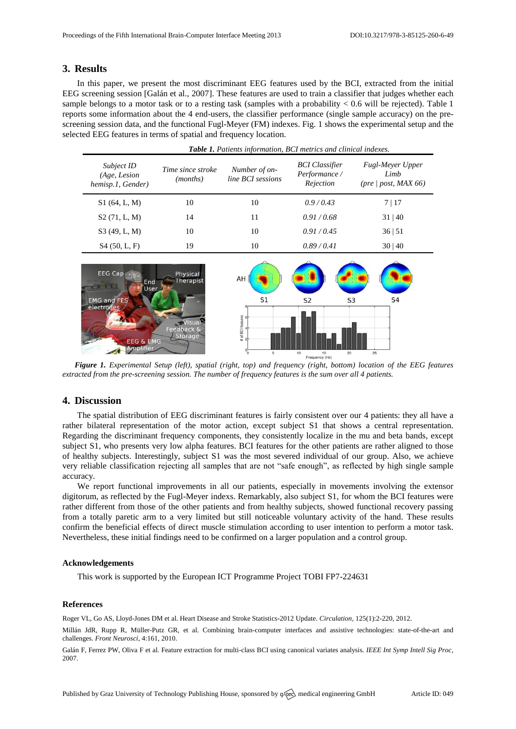## 3. Results

In this paper, we present the most discriminant EEG features used by the BCI, extracted from the initial EEG screening session [Galán et al., 2007]. These features are used to train a classifier that judges whether each sample belongs to a motor task or to a resting task (samples with a probability < 0.6 will be rejected). Table 1 reports some information about the 4 end-users, the classifier performance (single sample accuracy) on the pre-screening session data, and the functional Fugl-Meyer (FM) indexes. Fig. 1 shows the experimental setup and the selected EEG features in terms of spatial and frequency location.

***Table 1.*** *Patients information, BCI metrics and clinical indexes.*

| *Subject ID (Age, Lesion hemisp.1, Gender)* | *Time since stroke (months)* | *Number of on-line BCI sessions* | *BCI Classifier Performance / Rejection* | *Fugl-Meyer Upper Limb (pre \| post, MAX 66)* |
|---|---|---|---|---|
| S1 (64, L, M) | 10 | 10 | *0.9 / 0.43* | 7 \| 17 |
| S2 (71, L, M) | 14 | 11 | *0.91 / 0.68* | 31 \| 40 |
| S3 (49, L, M) | 10 | 10 | *0.91 / 0.45* | 36 \| 51 |
| S4 (50, L, F) | 19 | 10 | *0.89 / 0.41* | 30 \| 40 |

EEG Cap
End User
Physical Therapist
EMG and FES electrodes
Visual Feedback & Storage
EEG & EMG Amplifier

AH
S1
S2
S3
S4

# of BCI features
0
2
4
6
8
0
5
10
15
20
25
Frequency (Hz)

***Figure 1.*** *Experimental Setup (left), spatial (right, top) and frequency (right, bottom) location of the EEG features extracted from the pre-screening session. The number of frequency features is the sum over all 4 patients.*

## 4. Discussion

The spatial distribution of EEG discriminant features is fairly consistent over our 4 patients: they all have a rather bilateral representation of the motor action, except subject S1 that shows a central representation. Regarding the discriminant frequency components, they consistently localize in the mu and beta bands, except subject S1, who presents very low alpha features. BCI features for the other patients are rather aligned to those of healthy subjects. Interestingly, subject S1 was the most severed individual of our group. Also, we achieve very reliable classification rejecting all samples that are not "safe enough", as reflected by high single sample accuracy.

We report functional improvements in all our patients, especially in movements involving the extensor digitorum, as reflected by the Fugl-Meyer indexs. Remarkably, also subject S1, for whom the BCI features were rather different from those of the other patients and from healthy subjects, showed functional recovery passing from a totally paretic arm to a very limited but still noticeable voluntary activity of the hand. These results confirm the beneficial effects of direct muscle stimulation according to user intention to perform a motor task. Nevertheless, these initial findings need to be confirmed on a larger population and a control group.

#### Acknowledgements

This work is supported by the European ICT Programme Project TOBI FP7-224631

#### References

Roger VL, Go AS, Lloyd-Jones DM et al. Heart Disease and Stroke Statistics-2012 Update. *Circulation*, 125(1):2-220, 2012.

Millán JdR, Rupp R, Müller-Putz GR, et al. Combining brain-computer interfaces and assistive technologies: state-of-the-art and challenges. *Front Neurosci*, 4:161, 2010.

Galán F, Ferrez PW, Oliva F et al. Feature extraction for multi-class BCI using canonical variates analysis. *IEEE Int Symp Intell Sig Proc*, 2007.